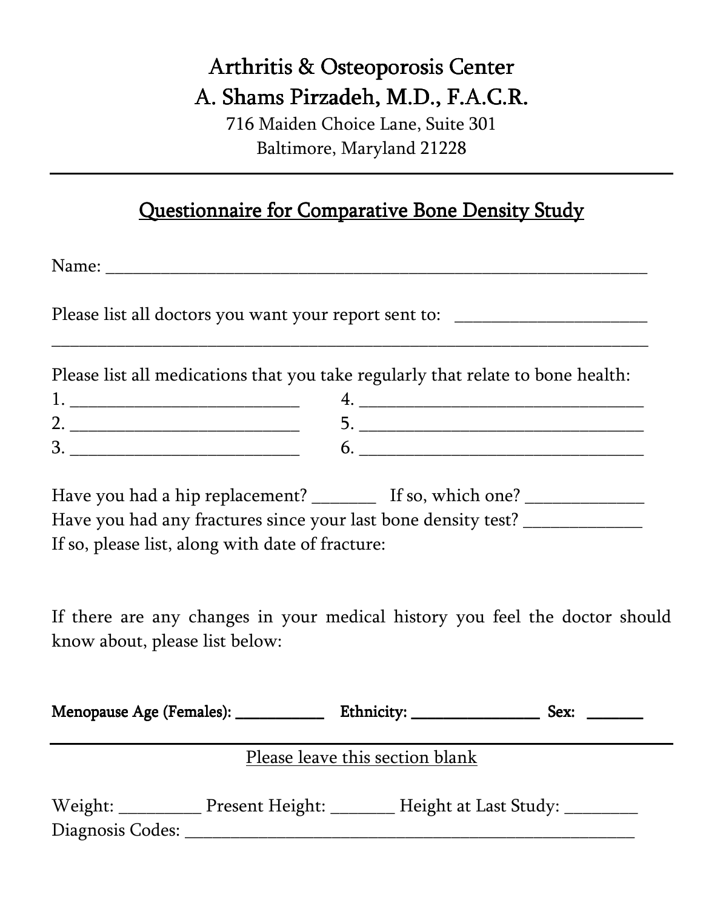# Arthritis & Osteoporosis Center

## A. Shams Pirzadeh, M.D., F.A.C.R.

716 Maiden Choice Lane, Suite 301
Baltimore, Maryland 21228

---

## Questionnaire for Comparative Bone Density Study

Name: ______________________________________________________________

Please list all doctors you want your report sent to: _____________________
_____________________________________________________________________

Please list all medications that you take regularly that relate to bone health:

1. __________________________ 4. _________________________________
2. __________________________ 5. _________________________________
3. __________________________ 6. _________________________________

Have you had a hip replacement? _______ If so, which one? _____________
Have you had any fractures since your last bone density test? _____________
If so, please list, along with date of fracture:

If there are any changes in your medical history you feel the doctor should know about, please list below:

**Menopause Age (Females): ___________ Ethnicity: ________________ Sex: _______**

---

Please leave this section blank

Weight: _________ Present Height: _______ Height at Last Study: ________
Diagnosis Codes: ___________________________________________________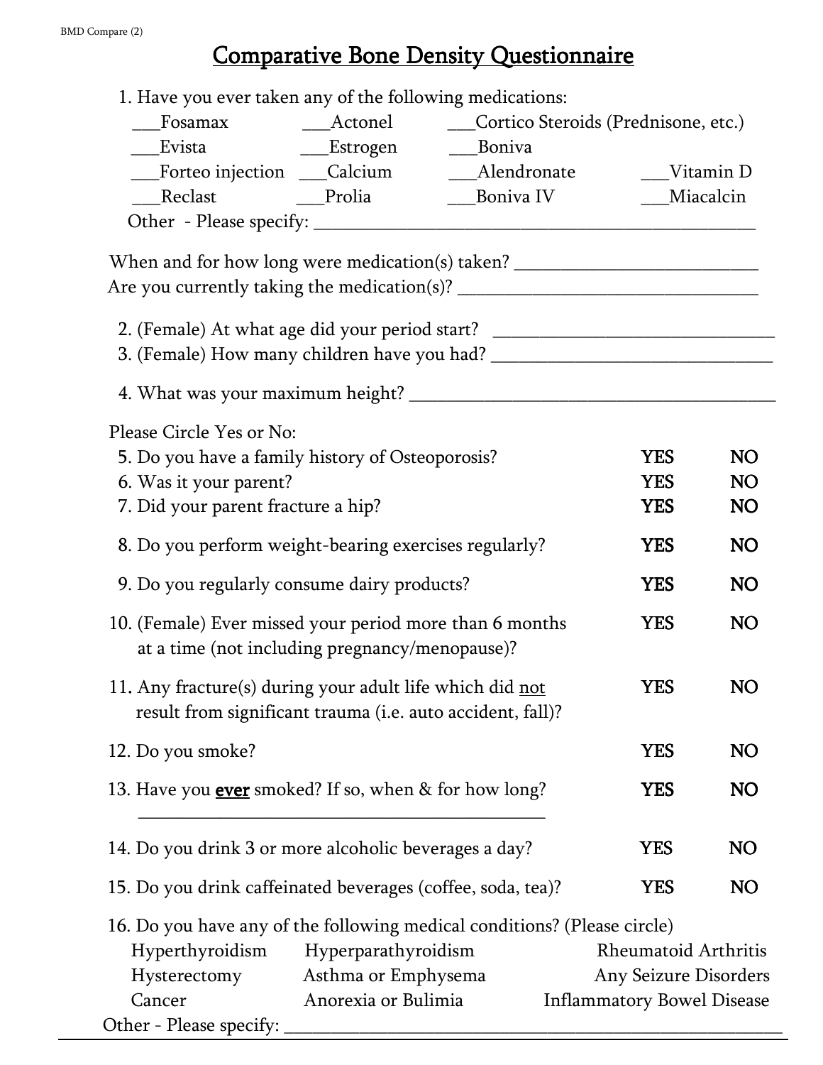# Comparative Bone Density Questionnaire

1. Have you ever taken any of the following medications:

| | | | |
|---|---|---|---|
| ___Fosamax | ___Actonel | ___Cortico Steroids (Prednisone, etc.) | |
| ___Evista | ___Estrogen | ___Boniva | |
| ___Forteo injection | ___Calcium | ___Alendronate | ___Vitamin D |
| ___Reclast | ___Prolia | ___Boniva IV | ___Miacalcin |

Other - Please specify: ______________________________________________

When and for how long were medication(s) taken? ________________________

Are you currently taking the medication(s)? _____________________________

2. (Female) At what age did your period start? ____________________________
3. (Female) How many children have you had? ____________________________
4. What was your maximum height? ______________________________________

Please Circle Yes or No:

| | | |
|---|---|---|
| 5. Do you have a family history of Osteoporosis? | YES | NO |
| 6. Was it your parent? | YES | NO |
| 7. Did your parent fracture a hip? | YES | NO |
| 8. Do you perform weight-bearing exercises regularly? | YES | NO |
| 9. Do you regularly consume dairy products? | YES | NO |
| 10. (Female) Ever missed your period more than 6 months at a time (not including pregnancy/menopause)? | YES | NO |
| 11. Any fracture(s) during your adult life which did <u>not</u> result from significant trauma (i.e. auto accident, fall)? | YES | NO |
| 12. Do you smoke? | YES | NO |
| 13. Have you **<u>ever</u>** smoked? If so, when & for how long? ________________________ | YES | NO |
| 14. Do you drink 3 or more alcoholic beverages a day? | YES | NO |
| 15. Do you drink caffeinated beverages (coffee, soda, tea)? | YES | NO |

16. Do you have any of the following medical conditions? (Please circle)

| | | |
|---|---|---|
| Hyperthyroidism | Hyperparathyroidism | Rheumatoid Arthritis |
| Hysterectomy | Asthma or Emphysema | Any Seizure Disorders |
| Cancer | Anorexia or Bulimia | Inflammatory Bowel Disease |

Other - Please specify: ______________________________________________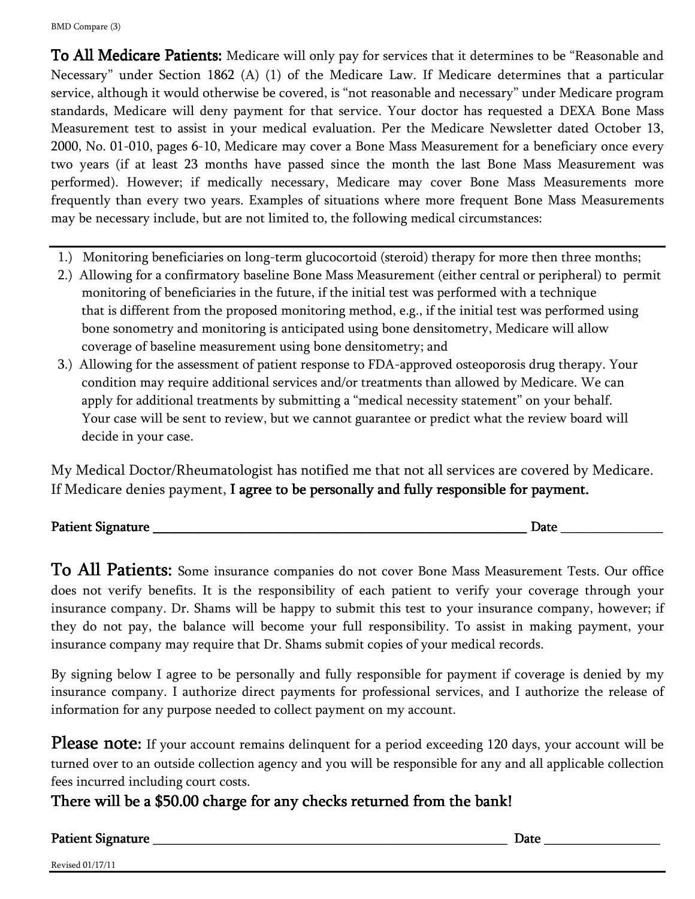**To All Medicare Patients:** Medicare will only pay for services that it determines to be "Reasonable and Necessary" under Section 1862 (A) (1) of the Medicare Law. If Medicare determines that a particular service, although it would otherwise be covered, is "not reasonable and necessary" under Medicare program standards, Medicare will deny payment for that service. Your doctor has requested a DEXA Bone Mass Measurement test to assist in your medical evaluation. Per the Medicare Newsletter dated October 13, 2000, No. 01-010, pages 6-10, Medicare may cover a Bone Mass Measurement for a beneficiary once every two years (if at least 23 months have passed since the month the last Bone Mass Measurement was performed). However; if medically necessary, Medicare may cover Bone Mass Measurements more frequently than every two years. Examples of situations where more frequent Bone Mass Measurements may be necessary include, but are not limited to, the following medical circumstances:

---

1.) Monitoring beneficiaries on long-term glucocortoid (steroid) therapy for more then three months;
2.) Allowing for a confirmatory baseline Bone Mass Measurement (either central or peripheral) to permit monitoring of beneficiaries in the future, if the initial test was performed with a technique that is different from the proposed monitoring method, e.g., if the initial test was performed using bone sonometry and monitoring is anticipated using bone densitometry, Medicare will allow coverage of baseline measurement using bone densitometry; and
3.) Allowing for the assessment of patient response to FDA-approved osteoporosis drug therapy. Your condition may require additional services and/or treatments than allowed by Medicare. We can apply for additional treatments by submitting a "medical necessity statement" on your behalf. Your case will be sent to review, but we cannot guarantee or predict what the review board will decide in your case.

My Medical Doctor/Rheumatologist has notified me that not all services are covered by Medicare. If Medicare denies payment, **I agree to be personally and fully responsible for payment.**

**Patient Signature** ______________________________________________ **Date** ______________

**To All Patients:** Some insurance companies do not cover Bone Mass Measurement Tests. Our office does not verify benefits. It is the responsibility of each patient to verify your coverage through your insurance company. Dr. Shams will be happy to submit this test to your insurance company, however; if they do not pay, the balance will become your full responsibility. To assist in making payment, your insurance company may require that Dr. Shams submit copies of your medical records.

By signing below I agree to be personally and fully responsible for payment if coverage is denied by my insurance company. I authorize direct payments for professional services, and I authorize the release of information for any purpose needed to collect payment on my account.

**Please note:** If your account remains delinquent for a period exceeding 120 days, your account will be turned over to an outside collection agency and you will be responsible for any and all applicable collection fees incurred including court costs.

**There will be a $50.00 charge for any checks returned from the bank!**

**Patient Signature** ______________________________________________ **Date** ______________

Revised 01/17/11